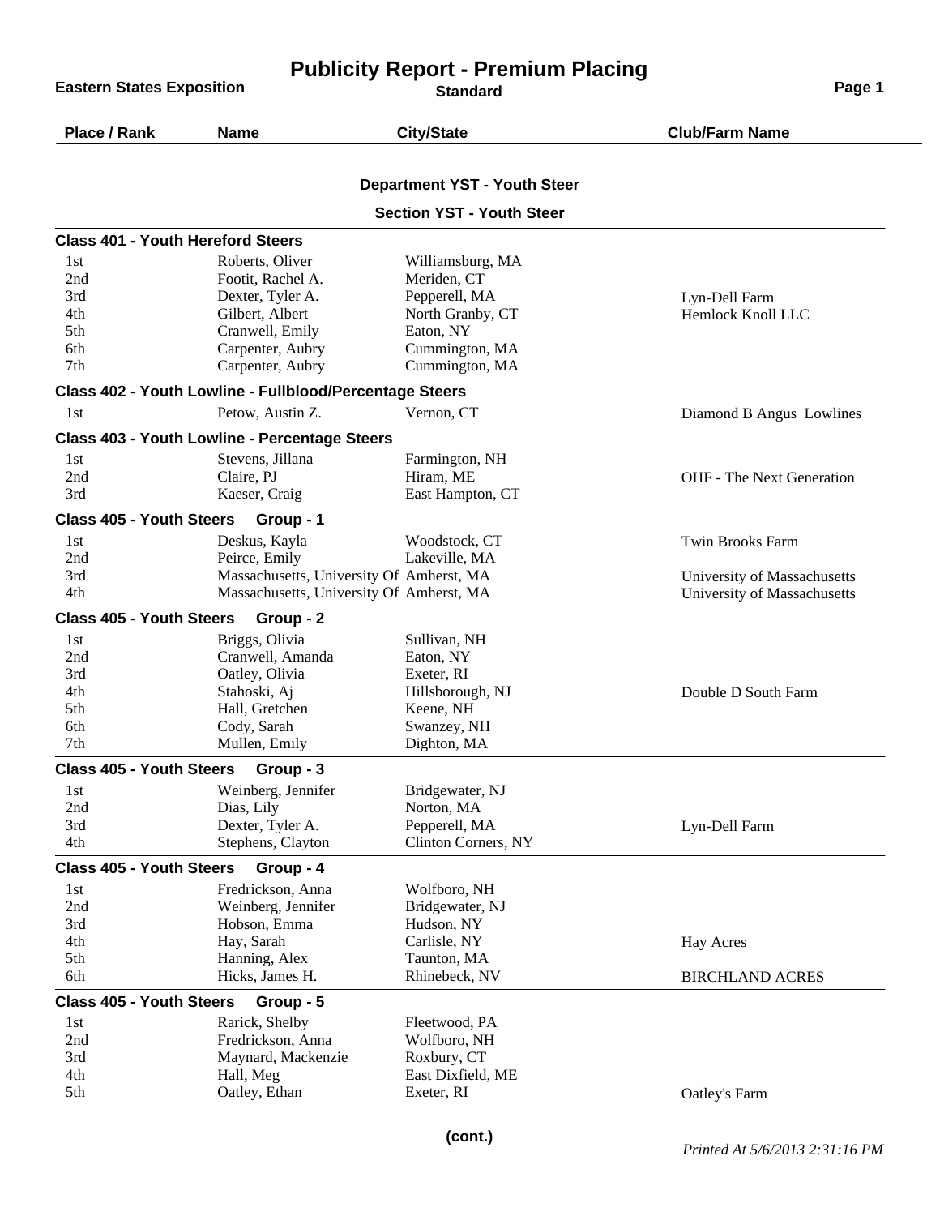# Publicity Report - Premium Placing

**Eastern States Exposition** — Standard

## Department YST - Youth Steer

### Section YST - Youth Steer

**Class 401 - Youth Hereford Steers**

| Place / Rank | Name | City/State | Club/Farm Name |
|---|---|---|---|
| 1st | Roberts, Oliver | Williamsburg, MA | |
| 2nd | Footit, Rachel A. | Meriden, CT | |
| 3rd | Dexter, Tyler A. | Pepperell, MA | Lyn-Dell Farm |
| 4th | Gilbert, Albert | North Granby, CT | Hemlock Knoll LLC |
| 5th | Cranwell, Emily | Eaton, NY | |
| 6th | Carpenter, Aubry | Cummington, MA | |
| 7th | Carpenter, Aubry | Cummington, MA | |

**Class 402 - Youth Lowline - Fullblood/Percentage Steers**

| Place / Rank | Name | City/State | Club/Farm Name |
|---|---|---|---|
| 1st | Petow, Austin Z. | Vernon, CT | Diamond B Angus Lowlines |

**Class 403 - Youth Lowline - Percentage Steers**

| Place / Rank | Name | City/State | Club/Farm Name |
|---|---|---|---|
| 1st | Stevens, Jillana | Farmington, NH | |
| 2nd | Claire, PJ | Hiram, ME | OHF - The Next Generation |
| 3rd | Kaeser, Craig | East Hampton, CT | |

**Class 405 - Youth Steers Group - 1**

| Place / Rank | Name | City/State | Club/Farm Name |
|---|---|---|---|
| 1st | Deskus, Kayla | Woodstock, CT | Twin Brooks Farm |
| 2nd | Peirce, Emily | Lakeville, MA | |
| 3rd | Massachusetts, University Of | Amherst, MA | University of Massachusetts |
| 4th | Massachusetts, University Of | Amherst, MA | University of Massachusetts |

**Class 405 - Youth Steers Group - 2**

| Place / Rank | Name | City/State | Club/Farm Name |
|---|---|---|---|
| 1st | Briggs, Olivia | Sullivan, NH | |
| 2nd | Cranwell, Amanda | Eaton, NY | |
| 3rd | Oatley, Olivia | Exeter, RI | |
| 4th | Stahoski, Aj | Hillsborough, NJ | Double D South Farm |
| 5th | Hall, Gretchen | Keene, NH | |
| 6th | Cody, Sarah | Swanzey, NH | |
| 7th | Mullen, Emily | Dighton, MA | |

**Class 405 - Youth Steers Group - 3**

| Place / Rank | Name | City/State | Club/Farm Name |
|---|---|---|---|
| 1st | Weinberg, Jennifer | Bridgewater, NJ | |
| 2nd | Dias, Lily | Norton, MA | |
| 3rd | Dexter, Tyler A. | Pepperell, MA | Lyn-Dell Farm |
| 4th | Stephens, Clayton | Clinton Corners, NY | |

**Class 405 - Youth Steers Group - 4**

| Place / Rank | Name | City/State | Club/Farm Name |
|---|---|---|---|
| 1st | Fredrickson, Anna | Wolfboro, NH | |
| 2nd | Weinberg, Jennifer | Bridgewater, NJ | |
| 3rd | Hobson, Emma | Hudson, NY | |
| 4th | Hay, Sarah | Carlisle, NY | Hay Acres |
| 5th | Hanning, Alex | Taunton, MA | |
| 6th | Hicks, James H. | Rhinebeck, NV | BIRCHLAND ACRES |

**Class 405 - Youth Steers Group - 5**

| Place / Rank | Name | City/State | Club/Farm Name |
|---|---|---|---|
| 1st | Rarick, Shelby | Fleetwood, PA | |
| 2nd | Fredrickson, Anna | Wolfboro, NH | |
| 3rd | Maynard, Mackenzie | Roxbury, CT | |
| 4th | Hall, Meg | East Dixfield, ME | |
| 5th | Oatley, Ethan | Exeter, RI | Oatley's Farm |

(cont.)

*Printed At 5/6/2013 2:31:16 PM*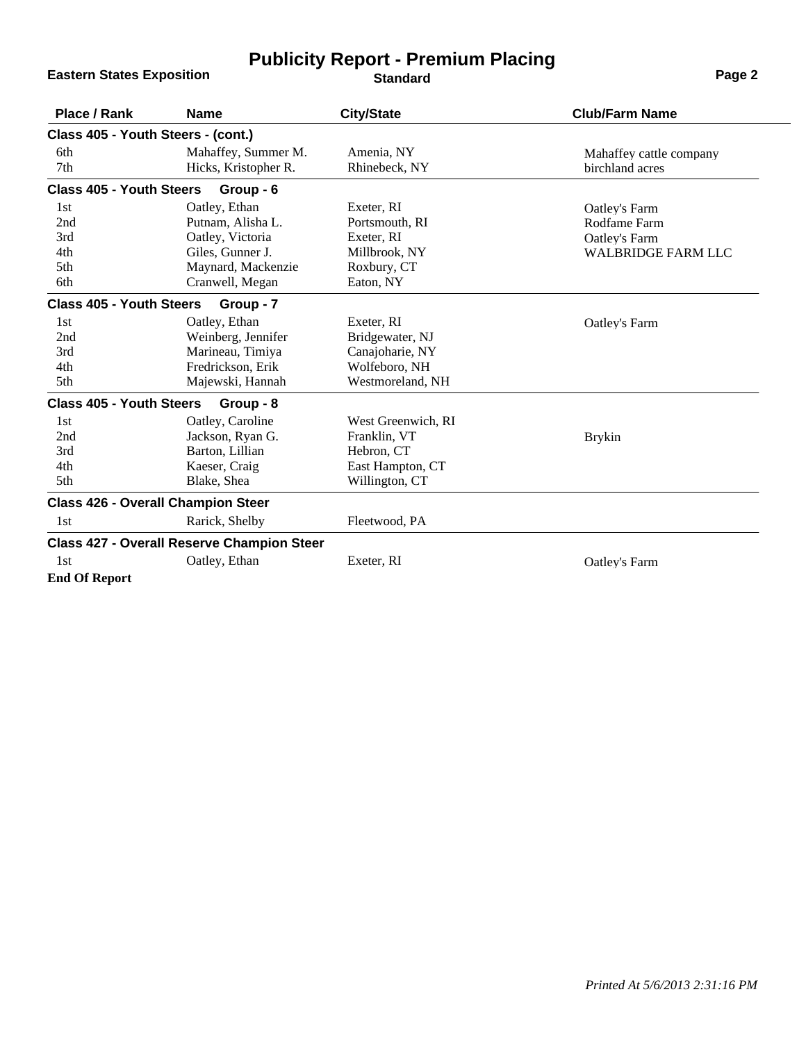# Publicity Report - Premium Placing

**Eastern States Exposition**

**Standard**

| Place / Rank | Name | City/State | Club/Farm Name |
|---|---|---|---|
| **Class 405 - Youth Steers - (cont.)** | | | |
| 6th | Mahaffey, Summer M. | Amenia, NY | Mahaffey cattle company |
| 7th | Hicks, Kristopher R. | Rhinebeck, NY | birchland acres |
| **Class 405 - Youth Steers Group - 6** | | | |
| 1st | Oatley, Ethan | Exeter, RI | Oatley's Farm |
| 2nd | Putnam, Alisha L. | Portsmouth, RI | Rodfame Farm |
| 3rd | Oatley, Victoria | Exeter, RI | Oatley's Farm |
| 4th | Giles, Gunner J. | Millbrook, NY | WALBRIDGE FARM LLC |
| 5th | Maynard, Mackenzie | Roxbury, CT | |
| 6th | Cranwell, Megan | Eaton, NY | |
| **Class 405 - Youth Steers Group - 7** | | | |
| 1st | Oatley, Ethan | Exeter, RI | Oatley's Farm |
| 2nd | Weinberg, Jennifer | Bridgewater, NJ | |
| 3rd | Marineau, Timiya | Canajoharie, NY | |
| 4th | Fredrickson, Erik | Wolfeboro, NH | |
| 5th | Majewski, Hannah | Westmoreland, NH | |
| **Class 405 - Youth Steers Group - 8** | | | |
| 1st | Oatley, Caroline | West Greenwich, RI | |
| 2nd | Jackson, Ryan G. | Franklin, VT | Brykin |
| 3rd | Barton, Lillian | Hebron, CT | |
| 4th | Kaeser, Craig | East Hampton, CT | |
| 5th | Blake, Shea | Willington, CT | |
| **Class 426 - Overall Champion Steer** | | | |
| 1st | Rarick, Shelby | Fleetwood, PA | |
| **Class 427 - Overall Reserve Champion Steer** | | | |
| 1st | Oatley, Ethan | Exeter, RI | Oatley's Farm |

**End Of Report**

*Printed At 5/6/2013 2:31:16 PM*